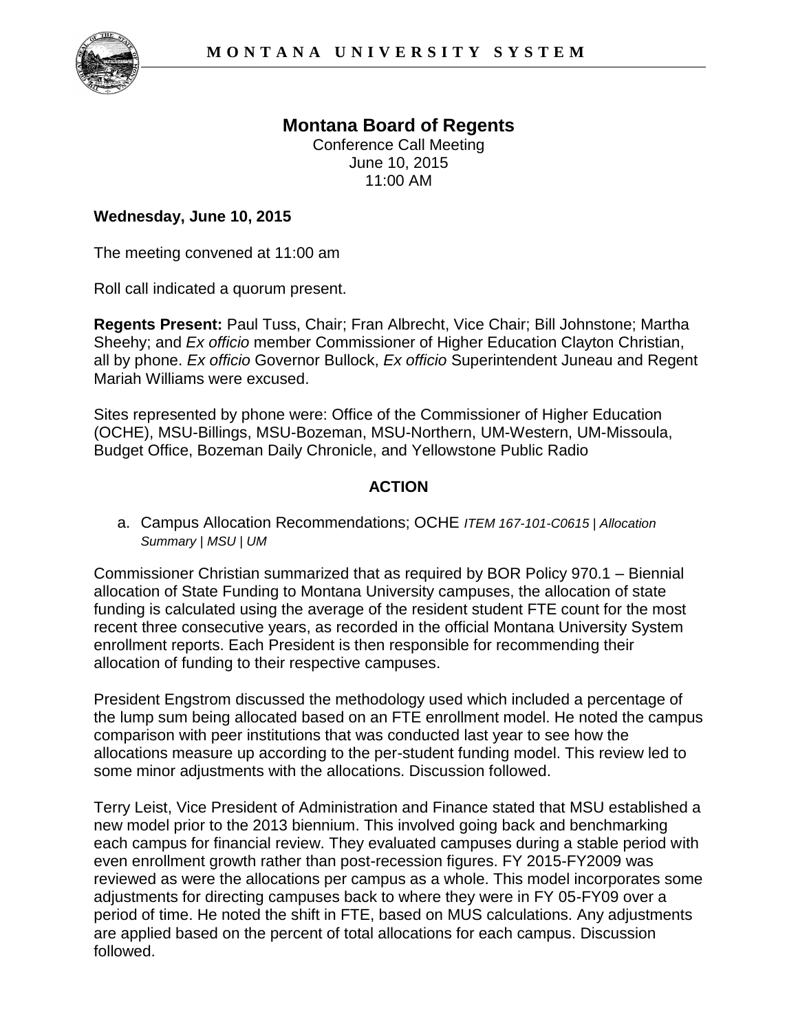# Montana Board of Regents

Conference Call Meeting
June 10, 2015
11:00 AM

**Wednesday, June 10, 2015**

The meeting convened at 11:00 am

Roll call indicated a quorum present.

**Regents Present:** Paul Tuss, Chair; Fran Albrecht, Vice Chair; Bill Johnstone; Martha Sheehy; and *Ex officio* member Commissioner of Higher Education Clayton Christian, all by phone. *Ex officio* Governor Bullock, *Ex officio* Superintendent Juneau and Regent Mariah Williams were excused.

Sites represented by phone were: Office of the Commissioner of Higher Education (OCHE), MSU-Billings, MSU-Bozeman, MSU-Northern, UM-Western, UM-Missoula, Budget Office, Bozeman Daily Chronicle, and Yellowstone Public Radio

## ACTION

a. Campus Allocation Recommendations; OCHE *ITEM 167-101-C0615 | Allocation Summary | MSU | UM*

Commissioner Christian summarized that as required by BOR Policy 970.1 – Biennial allocation of State Funding to Montana University campuses, the allocation of state funding is calculated using the average of the resident student FTE count for the most recent three consecutive years, as recorded in the official Montana University System enrollment reports. Each President is then responsible for recommending their allocation of funding to their respective campuses.

President Engstrom discussed the methodology used which included a percentage of the lump sum being allocated based on an FTE enrollment model. He noted the campus comparison with peer institutions that was conducted last year to see how the allocations measure up according to the per-student funding model. This review led to some minor adjustments with the allocations. Discussion followed.

Terry Leist, Vice President of Administration and Finance stated that MSU established a new model prior to the 2013 biennium. This involved going back and benchmarking each campus for financial review. They evaluated campuses during a stable period with even enrollment growth rather than post-recession figures. FY 2015-FY2009 was reviewed as were the allocations per campus as a whole. This model incorporates some adjustments for directing campuses back to where they were in FY 05-FY09 over a period of time. He noted the shift in FTE, based on MUS calculations. Any adjustments are applied based on the percent of total allocations for each campus. Discussion followed.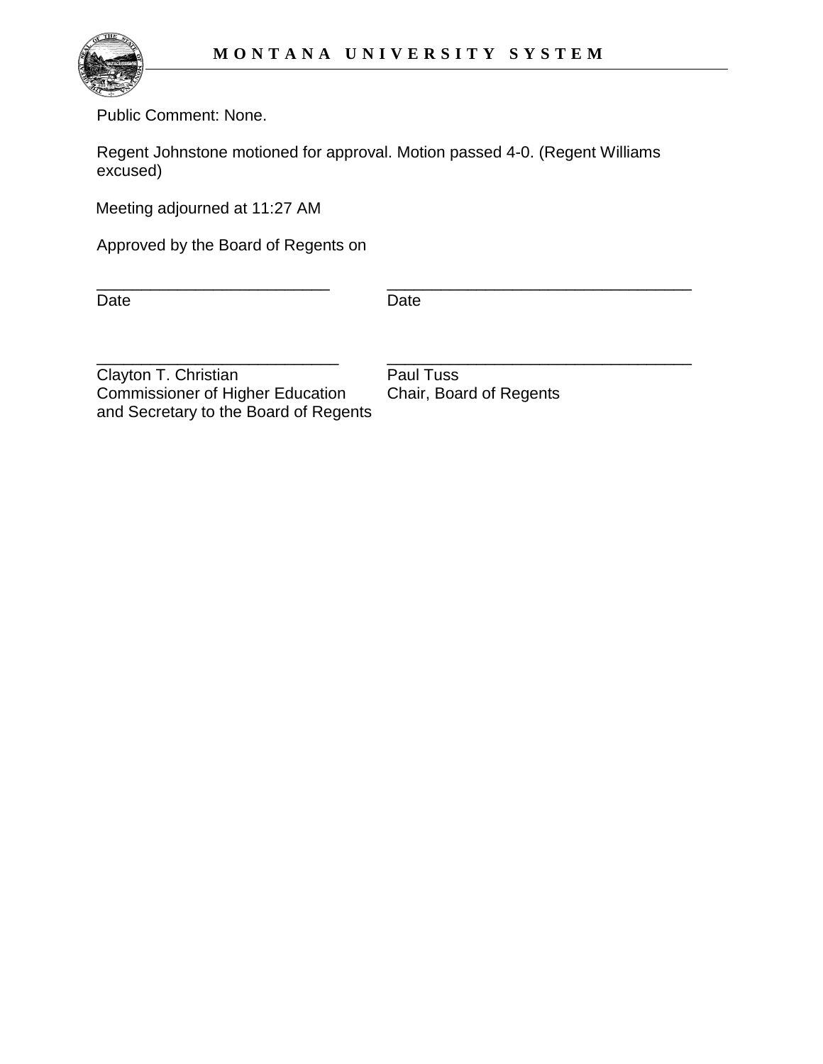Public Comment: None.

Regent Johnstone motioned for approval. Motion passed 4-0. (Regent Williams excused)

Meeting adjourned at 11:27 AM

Approved by the Board of Regents on

| | |
|---|---|
| ___________________________ | ___________________________ |
| Date | Date |
| ___________________________ | ___________________________ |
| Clayton T. Christian<br>Commissioner of Higher Education<br>and Secretary to the Board of Regents | Paul Tuss<br>Chair, Board of Regents |